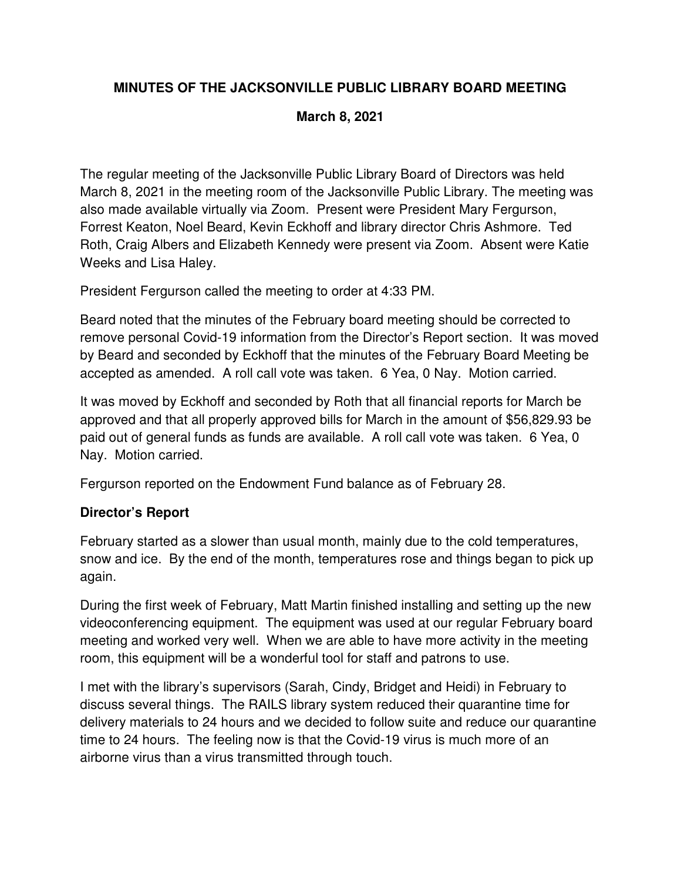**MINUTES OF THE JACKSONVILLE PUBLIC LIBRARY BOARD MEETING**

**March 8, 2021**

The regular meeting of the Jacksonville Public Library Board of Directors was held March 8, 2021 in the meeting room of the Jacksonville Public Library. The meeting was also made available virtually via Zoom. Present were President Mary Fergurson, Forrest Keaton, Noel Beard, Kevin Eckhoff and library director Chris Ashmore. Ted Roth, Craig Albers and Elizabeth Kennedy were present via Zoom. Absent were Katie Weeks and Lisa Haley.

President Fergurson called the meeting to order at 4:33 PM.

Beard noted that the minutes of the February board meeting should be corrected to remove personal Covid-19 information from the Director's Report section. It was moved by Beard and seconded by Eckhoff that the minutes of the February Board Meeting be accepted as amended. A roll call vote was taken. 6 Yea, 0 Nay. Motion carried.

It was moved by Eckhoff and seconded by Roth that all financial reports for March be approved and that all properly approved bills for March in the amount of $56,829.93 be paid out of general funds as funds are available. A roll call vote was taken. 6 Yea, 0 Nay. Motion carried.

Fergurson reported on the Endowment Fund balance as of February 28.

**Director's Report**

February started as a slower than usual month, mainly due to the cold temperatures, snow and ice. By the end of the month, temperatures rose and things began to pick up again.

During the first week of February, Matt Martin finished installing and setting up the new videoconferencing equipment. The equipment was used at our regular February board meeting and worked very well. When we are able to have more activity in the meeting room, this equipment will be a wonderful tool for staff and patrons to use.

I met with the library's supervisors (Sarah, Cindy, Bridget and Heidi) in February to discuss several things. The RAILS library system reduced their quarantine time for delivery materials to 24 hours and we decided to follow suite and reduce our quarantine time to 24 hours. The feeling now is that the Covid-19 virus is much more of an airborne virus than a virus transmitted through touch.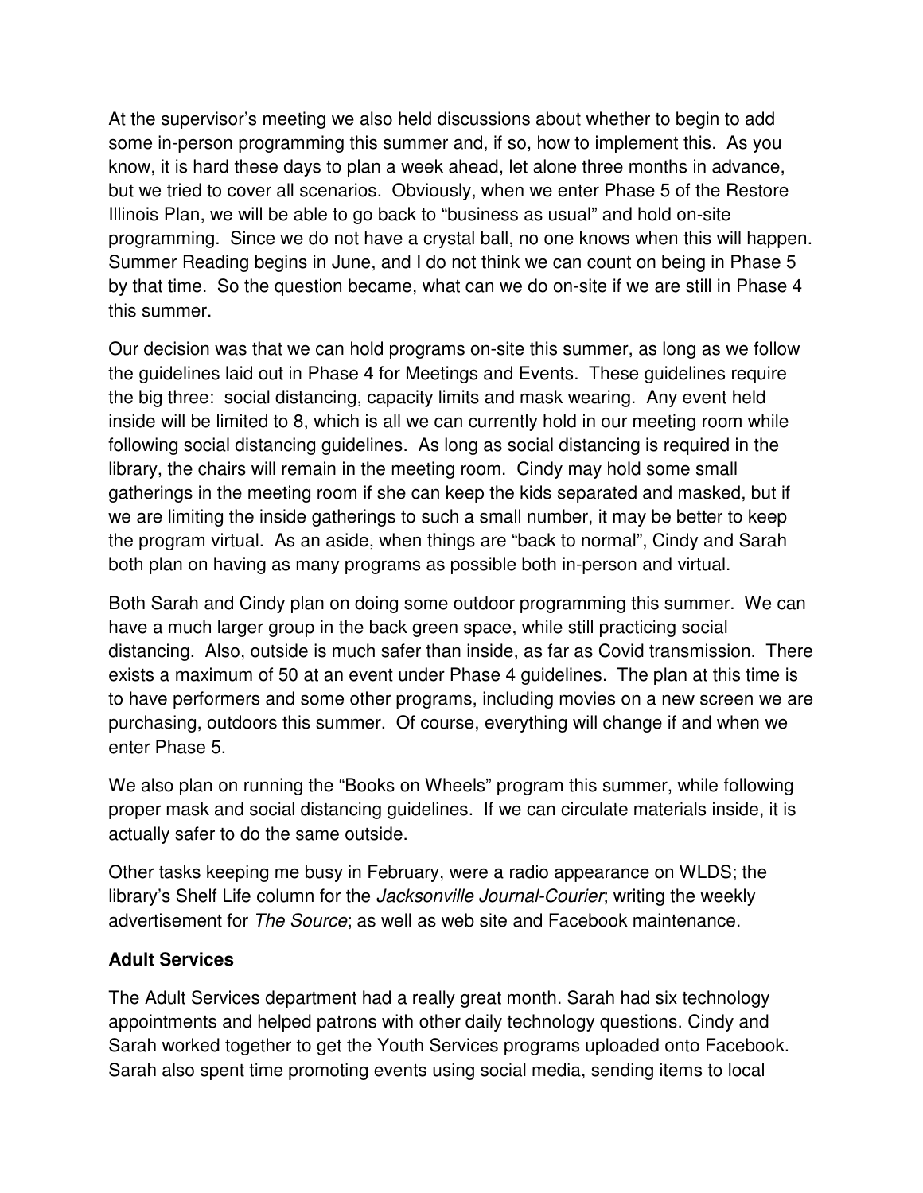At the supervisor's meeting we also held discussions about whether to begin to add some in-person programming this summer and, if so, how to implement this. As you know, it is hard these days to plan a week ahead, let alone three months in advance, but we tried to cover all scenarios. Obviously, when we enter Phase 5 of the Restore Illinois Plan, we will be able to go back to "business as usual" and hold on-site programming. Since we do not have a crystal ball, no one knows when this will happen. Summer Reading begins in June, and I do not think we can count on being in Phase 5 by that time. So the question became, what can we do on-site if we are still in Phase 4 this summer.

Our decision was that we can hold programs on-site this summer, as long as we follow the guidelines laid out in Phase 4 for Meetings and Events. These guidelines require the big three: social distancing, capacity limits and mask wearing. Any event held inside will be limited to 8, which is all we can currently hold in our meeting room while following social distancing guidelines. As long as social distancing is required in the library, the chairs will remain in the meeting room. Cindy may hold some small gatherings in the meeting room if she can keep the kids separated and masked, but if we are limiting the inside gatherings to such a small number, it may be better to keep the program virtual. As an aside, when things are "back to normal", Cindy and Sarah both plan on having as many programs as possible both in-person and virtual.

Both Sarah and Cindy plan on doing some outdoor programming this summer. We can have a much larger group in the back green space, while still practicing social distancing. Also, outside is much safer than inside, as far as Covid transmission. There exists a maximum of 50 at an event under Phase 4 guidelines. The plan at this time is to have performers and some other programs, including movies on a new screen we are purchasing, outdoors this summer. Of course, everything will change if and when we enter Phase 5.

We also plan on running the "Books on Wheels" program this summer, while following proper mask and social distancing guidelines. If we can circulate materials inside, it is actually safer to do the same outside.

Other tasks keeping me busy in February, were a radio appearance on WLDS; the library's Shelf Life column for the *Jacksonville Journal-Courier*; writing the weekly advertisement for *The Source*; as well as web site and Facebook maintenance.

**Adult Services**

The Adult Services department had a really great month. Sarah had six technology appointments and helped patrons with other daily technology questions. Cindy and Sarah worked together to get the Youth Services programs uploaded onto Facebook. Sarah also spent time promoting events using social media, sending items to local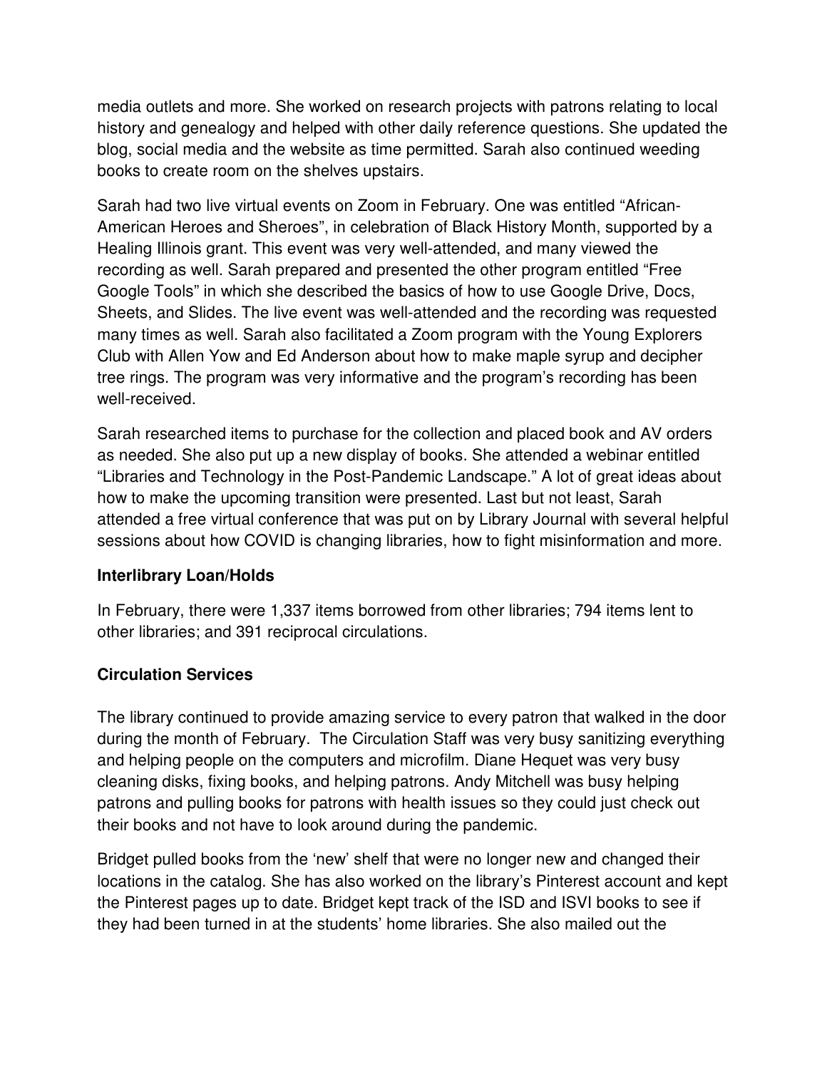media outlets and more. She worked on research projects with patrons relating to local history and genealogy and helped with other daily reference questions. She updated the blog, social media and the website as time permitted. Sarah also continued weeding books to create room on the shelves upstairs.

Sarah had two live virtual events on Zoom in February. One was entitled "African-American Heroes and Sheroes", in celebration of Black History Month, supported by a Healing Illinois grant. This event was very well-attended, and many viewed the recording as well. Sarah prepared and presented the other program entitled "Free Google Tools" in which she described the basics of how to use Google Drive, Docs, Sheets, and Slides. The live event was well-attended and the recording was requested many times as well. Sarah also facilitated a Zoom program with the Young Explorers Club with Allen Yow and Ed Anderson about how to make maple syrup and decipher tree rings. The program was very informative and the program's recording has been well-received.

Sarah researched items to purchase for the collection and placed book and AV orders as needed. She also put up a new display of books. She attended a webinar entitled "Libraries and Technology in the Post-Pandemic Landscape." A lot of great ideas about how to make the upcoming transition were presented. Last but not least, Sarah attended a free virtual conference that was put on by Library Journal with several helpful sessions about how COVID is changing libraries, how to fight misinformation and more.

**Interlibrary Loan/Holds**

In February, there were 1,337 items borrowed from other libraries; 794 items lent to other libraries; and 391 reciprocal circulations.

**Circulation Services**

The library continued to provide amazing service to every patron that walked in the door during the month of February. The Circulation Staff was very busy sanitizing everything and helping people on the computers and microfilm. Diane Hequet was very busy cleaning disks, fixing books, and helping patrons. Andy Mitchell was busy helping patrons and pulling books for patrons with health issues so they could just check out their books and not have to look around during the pandemic.

Bridget pulled books from the 'new' shelf that were no longer new and changed their locations in the catalog. She has also worked on the library's Pinterest account and kept the Pinterest pages up to date. Bridget kept track of the ISD and ISVI books to see if they had been turned in at the students' home libraries. She also mailed out the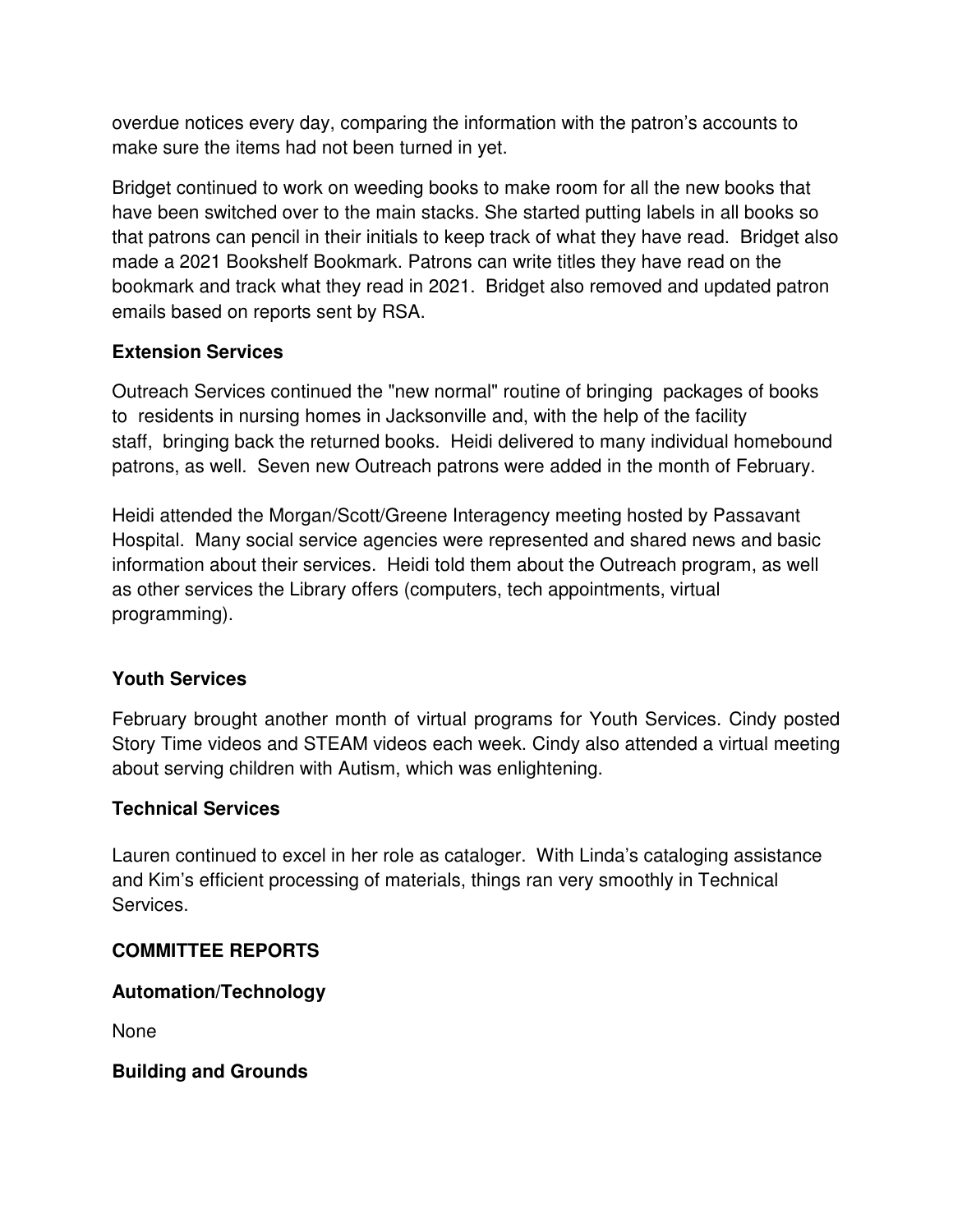overdue notices every day, comparing the information with the patron's accounts to make sure the items had not been turned in yet.

Bridget continued to work on weeding books to make room for all the new books that have been switched over to the main stacks. She started putting labels in all books so that patrons can pencil in their initials to keep track of what they have read. Bridget also made a 2021 Bookshelf Bookmark. Patrons can write titles they have read on the bookmark and track what they read in 2021. Bridget also removed and updated patron emails based on reports sent by RSA.

**Extension Services**

Outreach Services continued the "new normal" routine of bringing packages of books to residents in nursing homes in Jacksonville and, with the help of the facility staff, bringing back the returned books. Heidi delivered to many individual homebound patrons, as well. Seven new Outreach patrons were added in the month of February.

Heidi attended the Morgan/Scott/Greene Interagency meeting hosted by Passavant Hospital. Many social service agencies were represented and shared news and basic information about their services. Heidi told them about the Outreach program, as well as other services the Library offers (computers, tech appointments, virtual programming).

**Youth Services**

February brought another month of virtual programs for Youth Services. Cindy posted Story Time videos and STEAM videos each week. Cindy also attended a virtual meeting about serving children with Autism, which was enlightening.

**Technical Services**

Lauren continued to excel in her role as cataloger. With Linda's cataloging assistance and Kim's efficient processing of materials, things ran very smoothly in Technical Services.

**COMMITTEE REPORTS**

**Automation/Technology**

None

**Building and Grounds**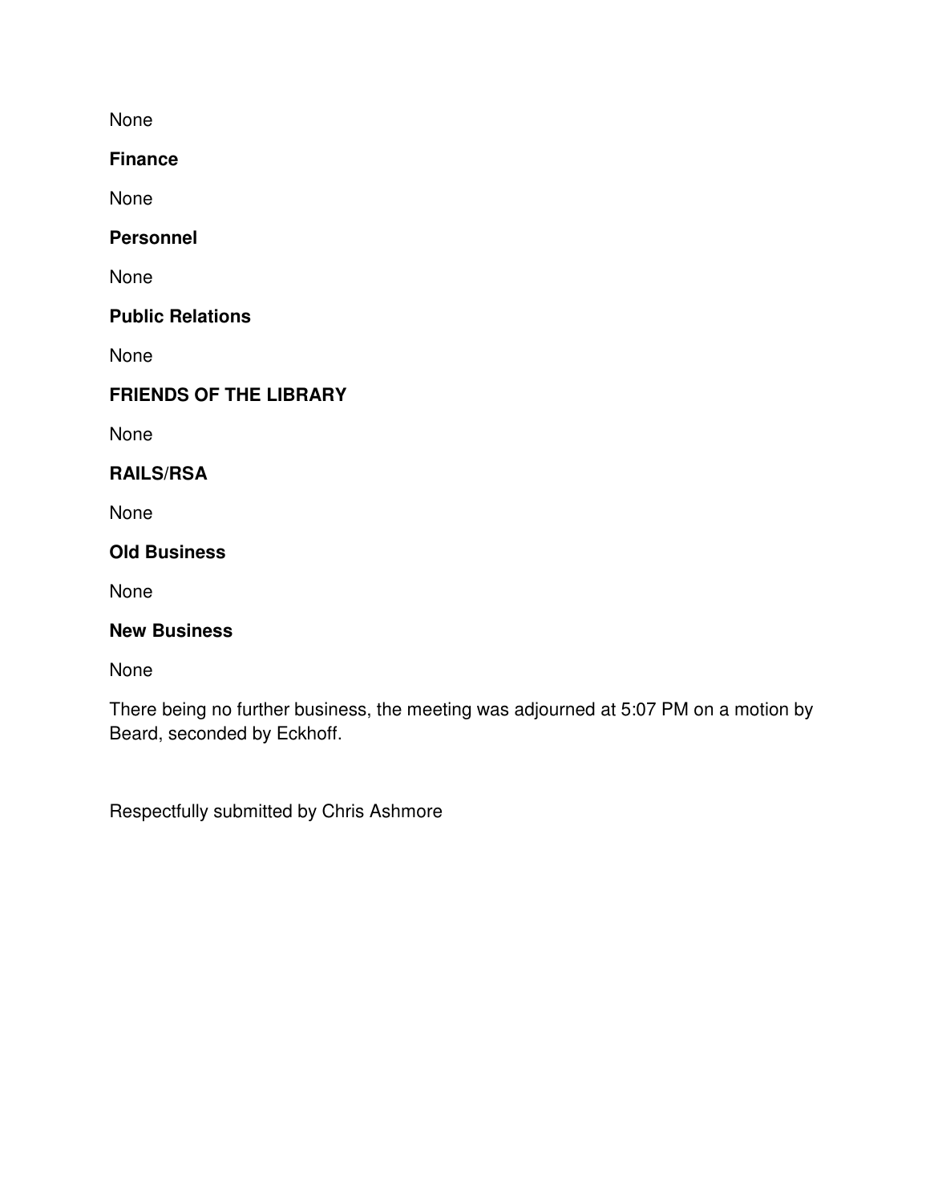None

**Finance**

None

**Personnel**

None

**Public Relations**

None

**FRIENDS OF THE LIBRARY**

None

**RAILS/RSA**

None

**Old Business**

None

**New Business**

None

There being no further business, the meeting was adjourned at 5:07 PM on a motion by Beard, seconded by Eckhoff.

Respectfully submitted by Chris Ashmore